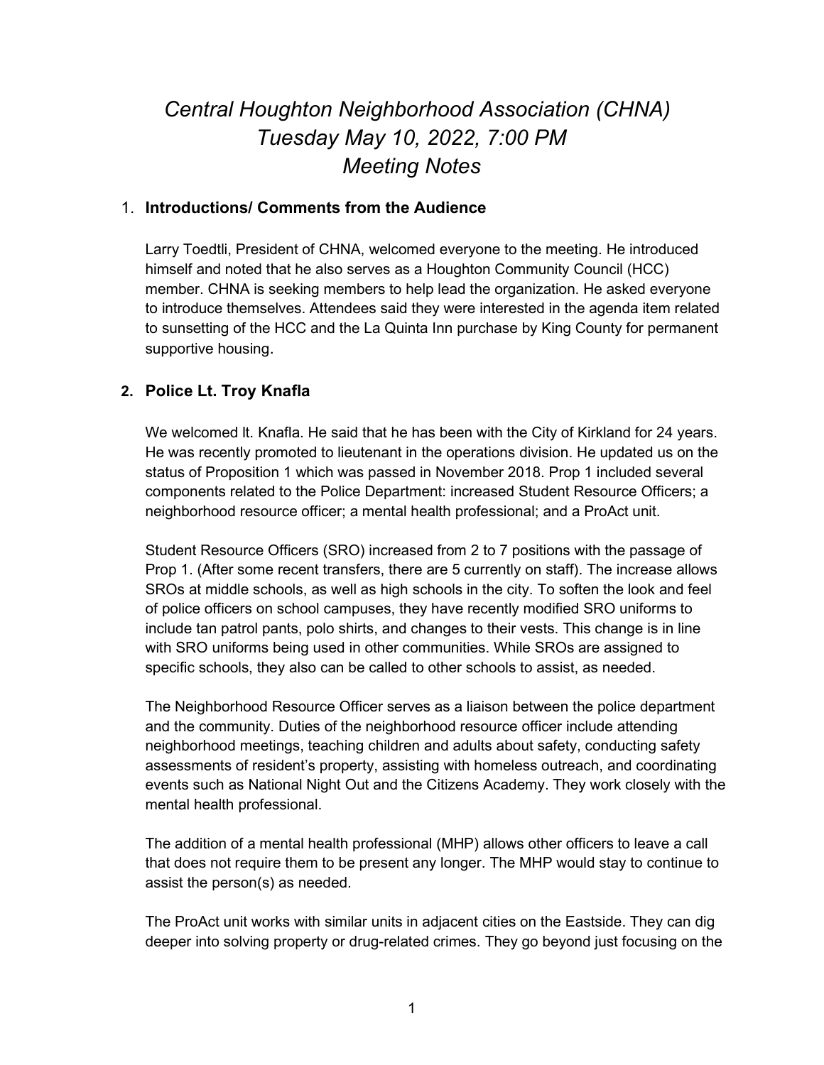# *Central Houghton Neighborhood Association (CHNA)*
# *Tuesday May 10, 2022, 7:00 PM*
# *Meeting Notes*

## 1. **Introductions/ Comments from the Audience**

Larry Toedtli, President of CHNA, welcomed everyone to the meeting. He introduced himself and noted that he also serves as a Houghton Community Council (HCC) member. CHNA is seeking members to help lead the organization. He asked everyone to introduce themselves. Attendees said they were interested in the agenda item related to sunsetting of the HCC and the La Quinta Inn purchase by King County for permanent supportive housing.

## **2. Police Lt. Troy Knafla**

We welcomed lt. Knafla. He said that he has been with the City of Kirkland for 24 years. He was recently promoted to lieutenant in the operations division. He updated us on the status of Proposition 1 which was passed in November 2018. Prop 1 included several components related to the Police Department: increased Student Resource Officers; a neighborhood resource officer; a mental health professional; and a ProAct unit.

Student Resource Officers (SRO) increased from 2 to 7 positions with the passage of Prop 1. (After some recent transfers, there are 5 currently on staff). The increase allows SROs at middle schools, as well as high schools in the city. To soften the look and feel of police officers on school campuses, they have recently modified SRO uniforms to include tan patrol pants, polo shirts, and changes to their vests. This change is in line with SRO uniforms being used in other communities. While SROs are assigned to specific schools, they also can be called to other schools to assist, as needed.

The Neighborhood Resource Officer serves as a liaison between the police department and the community. Duties of the neighborhood resource officer include attending neighborhood meetings, teaching children and adults about safety, conducting safety assessments of resident's property, assisting with homeless outreach, and coordinating events such as National Night Out and the Citizens Academy. They work closely with the mental health professional.

The addition of a mental health professional (MHP) allows other officers to leave a call that does not require them to be present any longer. The MHP would stay to continue to assist the person(s) as needed.

The ProAct unit works with similar units in adjacent cities on the Eastside. They can dig deeper into solving property or drug-related crimes. They go beyond just focusing on the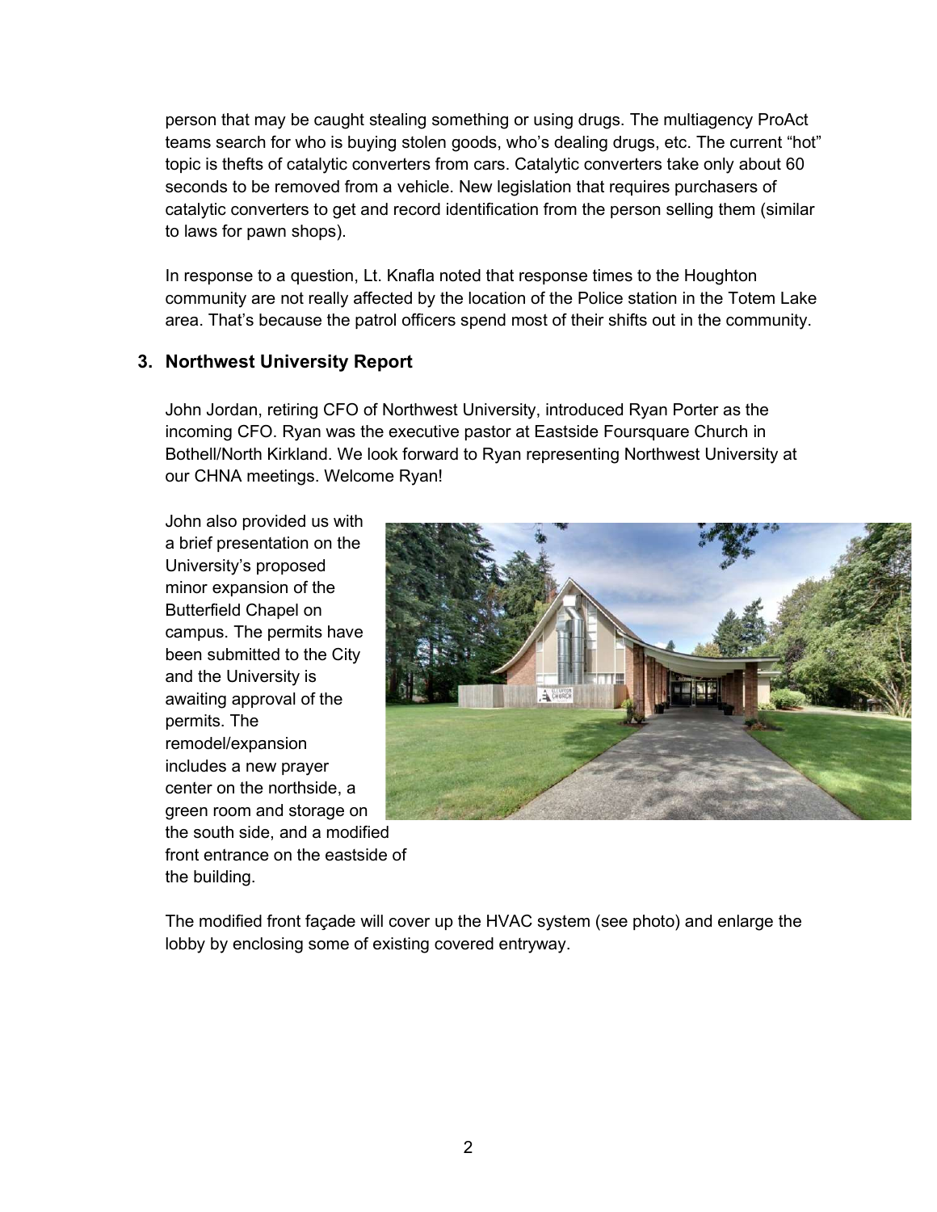person that may be caught stealing something or using drugs. The multiagency ProAct teams search for who is buying stolen goods, who's dealing drugs, etc. The current "hot" topic is thefts of catalytic converters from cars. Catalytic converters take only about 60 seconds to be removed from a vehicle. New legislation that requires purchasers of catalytic converters to get and record identification from the person selling them (similar to laws for pawn shops).

In response to a question, Lt. Knafla noted that response times to the Houghton community are not really affected by the location of the Police station in the Totem Lake area. That's because the patrol officers spend most of their shifts out in the community.

### 3. Northwest University Report

John Jordan, retiring CFO of Northwest University, introduced Ryan Porter as the incoming CFO. Ryan was the executive pastor at Eastside Foursquare Church in Bothell/North Kirkland. We look forward to Ryan representing Northwest University at our CHNA meetings. Welcome Ryan!

John also provided us with a brief presentation on the University's proposed minor expansion of the Butterfield Chapel on campus. The permits have been submitted to the City and the University is awaiting approval of the permits. The remodel/expansion includes a new prayer center on the northside, a green room and storage on the south side, and a modified front entrance on the eastside of the building.

The modified front façade will cover up the HVAC system (see photo) and enlarge the lobby by enclosing some of existing covered entryway.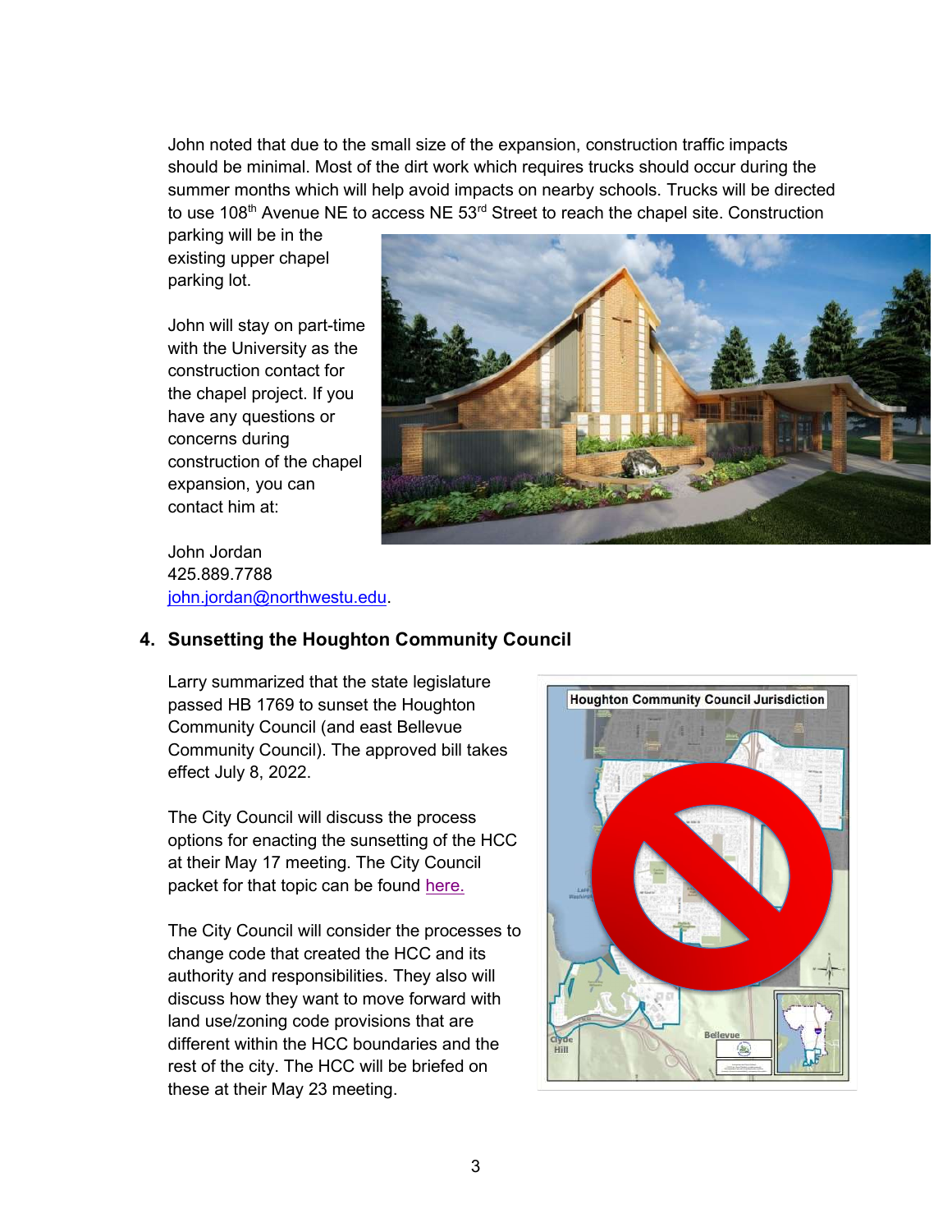John noted that due to the small size of the expansion, construction traffic impacts should be minimal. Most of the dirt work which requires trucks should occur during the summer months which will help avoid impacts on nearby schools. Trucks will be directed to use 108th Avenue NE to access NE 53rd Street to reach the chapel site. Construction parking will be in the existing upper chapel parking lot.

John will stay on part-time with the University as the construction contact for the chapel project. If you have any questions or concerns during construction of the chapel expansion, you can contact him at:

John Jordan
425.889.7788
john.jordan@northwestu.edu.

## 4. Sunsetting the Houghton Community Council

Larry summarized that the state legislature passed HB 1769 to sunset the Houghton Community Council (and east Bellevue Community Council). The approved bill takes effect July 8, 2022.

The City Council will discuss the process options for enacting the sunsetting of the HCC at their May 17 meeting. The City Council packet for that topic can be found here.

The City Council will consider the processes to change code that created the HCC and its authority and responsibilities. They also will discuss how they want to move forward with land use/zoning code provisions that are different within the HCC boundaries and the rest of the city. The HCC will be briefed on these at their May 23 meeting.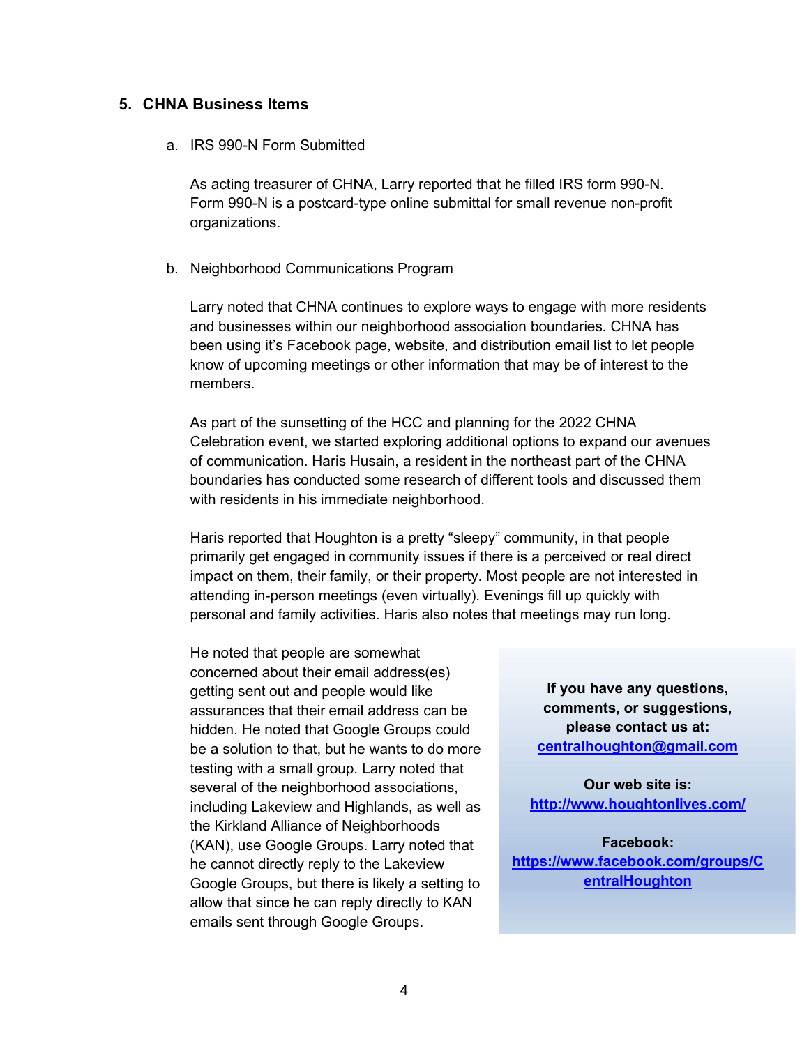## 5. CHNA Business Items

a. IRS 990-N Form Submitted

As acting treasurer of CHNA, Larry reported that he filled IRS form 990-N. Form 990-N is a postcard-type online submittal for small revenue non-profit organizations.

b. Neighborhood Communications Program

Larry noted that CHNA continues to explore ways to engage with more residents and businesses within our neighborhood association boundaries. CHNA has been using it's Facebook page, website, and distribution email list to let people know of upcoming meetings or other information that may be of interest to the members.

As part of the sunsetting of the HCC and planning for the 2022 CHNA Celebration event, we started exploring additional options to expand our avenues of communication. Haris Husain, a resident in the northeast part of the CHNA boundaries has conducted some research of different tools and discussed them with residents in his immediate neighborhood.

Haris reported that Houghton is a pretty "sleepy" community, in that people primarily get engaged in community issues if there is a perceived or real direct impact on them, their family, or their property. Most people are not interested in attending in-person meetings (even virtually). Evenings fill up quickly with personal and family activities. Haris also notes that meetings may run long.

He noted that people are somewhat concerned about their email address(es) getting sent out and people would like assurances that their email address can be hidden. He noted that Google Groups could be a solution to that, but he wants to do more testing with a small group. Larry noted that several of the neighborhood associations, including Lakeview and Highlands, as well as the Kirkland Alliance of Neighborhoods (KAN), use Google Groups. Larry noted that he cannot directly reply to the Lakeview Google Groups, but there is likely a setting to allow that since he can reply directly to KAN emails sent through Google Groups.

**If you have any questions, comments, or suggestions, please contact us at:**
**centralhoughton@gmail.com**

**Our web site is:**
**http://www.houghtonlives.com/**

**Facebook:**
**https://www.facebook.com/groups/CentralHoughton**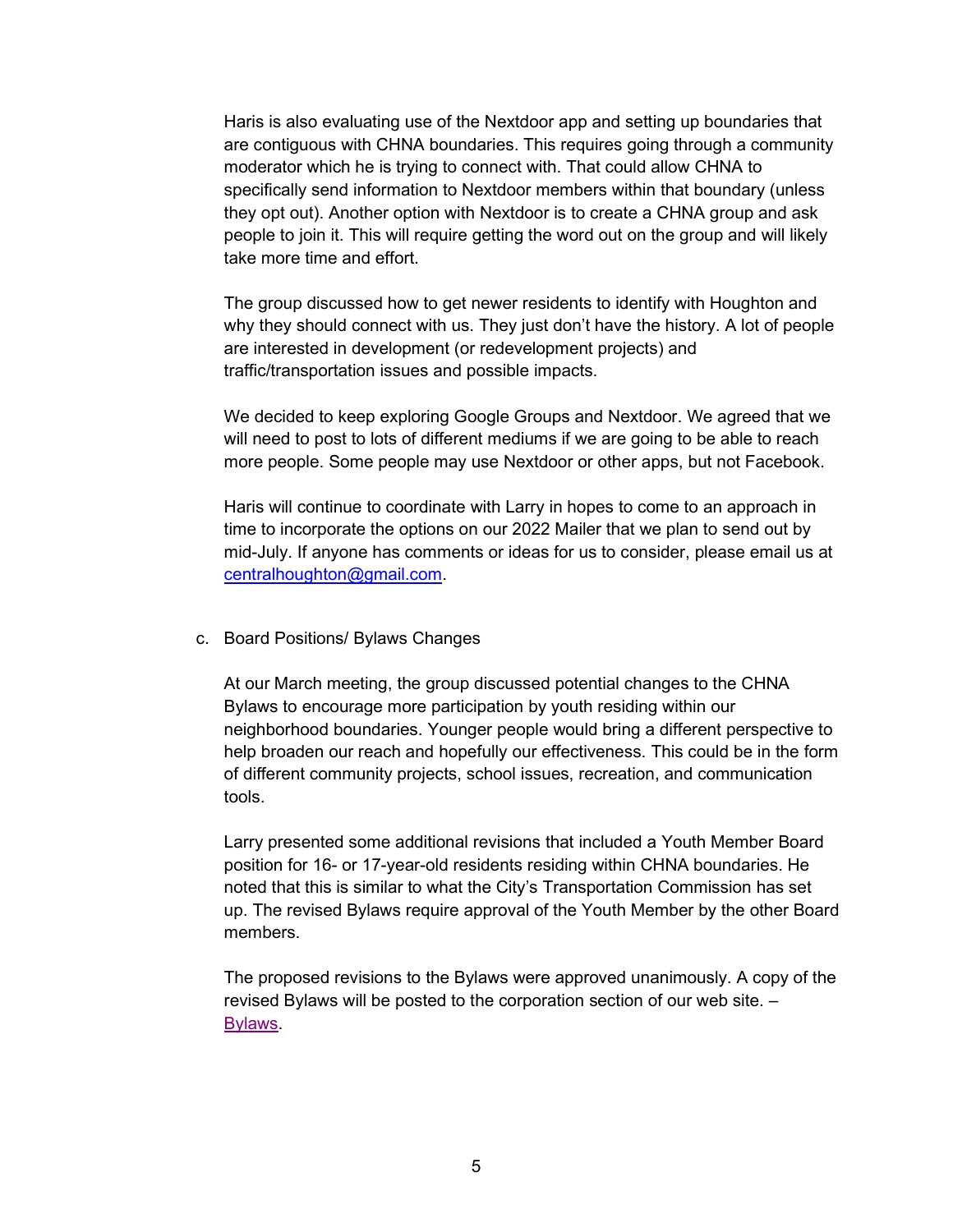Haris is also evaluating use of the Nextdoor app and setting up boundaries that are contiguous with CHNA boundaries. This requires going through a community moderator which he is trying to connect with. That could allow CHNA to specifically send information to Nextdoor members within that boundary (unless they opt out). Another option with Nextdoor is to create a CHNA group and ask people to join it. This will require getting the word out on the group and will likely take more time and effort.

The group discussed how to get newer residents to identify with Houghton and why they should connect with us. They just don't have the history. A lot of people are interested in development (or redevelopment projects) and traffic/transportation issues and possible impacts.

We decided to keep exploring Google Groups and Nextdoor. We agreed that we will need to post to lots of different mediums if we are going to be able to reach more people. Some people may use Nextdoor or other apps, but not Facebook.

Haris will continue to coordinate with Larry in hopes to come to an approach in time to incorporate the options on our 2022 Mailer that we plan to send out by mid-July. If anyone has comments or ideas for us to consider, please email us at centralhoughton@gmail.com.

c. Board Positions/ Bylaws Changes

At our March meeting, the group discussed potential changes to the CHNA Bylaws to encourage more participation by youth residing within our neighborhood boundaries. Younger people would bring a different perspective to help broaden our reach and hopefully our effectiveness. This could be in the form of different community projects, school issues, recreation, and communication tools.

Larry presented some additional revisions that included a Youth Member Board position for 16- or 17-year-old residents residing within CHNA boundaries. He noted that this is similar to what the City's Transportation Commission has set up. The revised Bylaws require approval of the Youth Member by the other Board members.

The proposed revisions to the Bylaws were approved unanimously. A copy of the revised Bylaws will be posted to the corporation section of our web site. – Bylaws.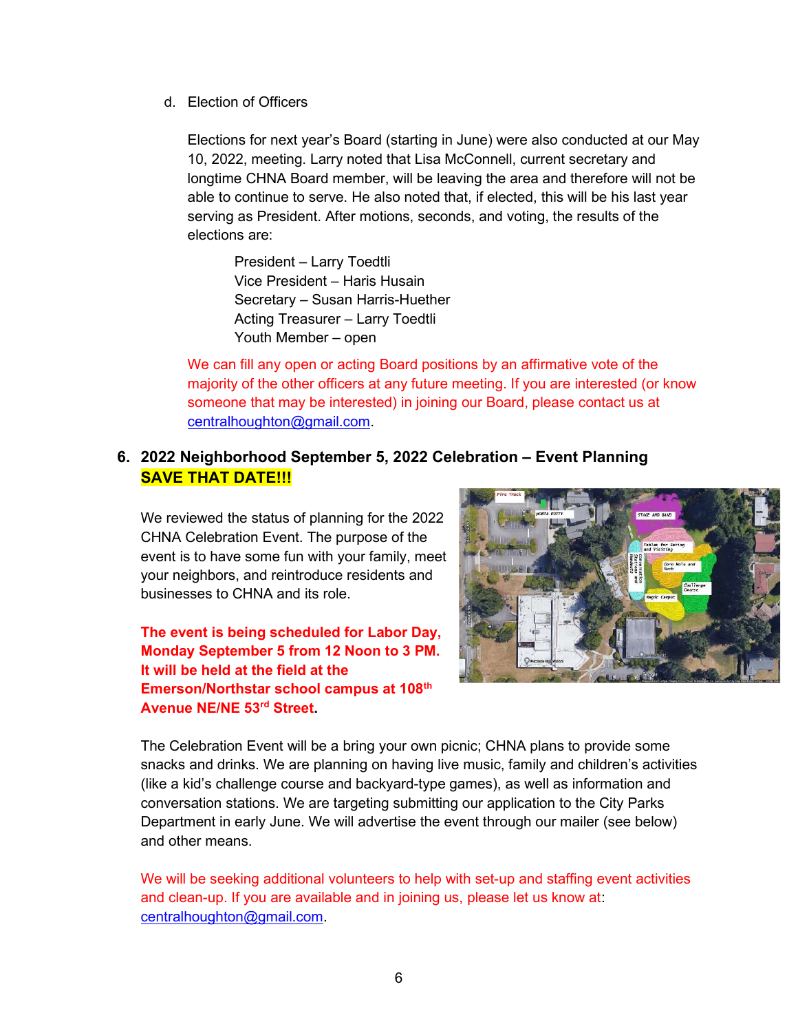d. Election of Officers

Elections for next year's Board (starting in June) were also conducted at our May 10, 2022, meeting. Larry noted that Lisa McConnell, current secretary and longtime CHNA Board member, will be leaving the area and therefore will not be able to continue to serve. He also noted that, if elected, this will be his last year serving as President. After motions, seconds, and voting, the results of the elections are:

President – Larry Toedtli
Vice President – Haris Husain
Secretary – Susan Harris-Huether
Acting Treasurer – Larry Toedtli
Youth Member – open

We can fill any open or acting Board positions by an affirmative vote of the majority of the other officers at any future meeting. If you are interested (or know someone that may be interested) in joining our Board, please contact us at centralhoughton@gmail.com.

## 6. 2022 Neighborhood September 5, 2022 Celebration – Event Planning **SAVE THAT DATE!!!**

We reviewed the status of planning for the 2022 CHNA Celebration Event. The purpose of the event is to have some fun with your family, meet your neighbors, and reintroduce residents and businesses to CHNA and its role.

**The event is being scheduled for Labor Day, Monday September 5 from 12 Noon to 3 PM. It will be held at the field at the Emerson/Northstar school campus at 108th Avenue NE/NE 53rd Street.**

The Celebration Event will be a bring your own picnic; CHNA plans to provide some snacks and drinks. We are planning on having live music, family and children's activities (like a kid's challenge course and backyard-type games), as well as information and conversation stations. We are targeting submitting our application to the City Parks Department in early June. We will advertise the event through our mailer (see below) and other means.

We will be seeking additional volunteers to help with set-up and staffing event activities and clean-up. If you are available and in joining us, please let us know at: centralhoughton@gmail.com.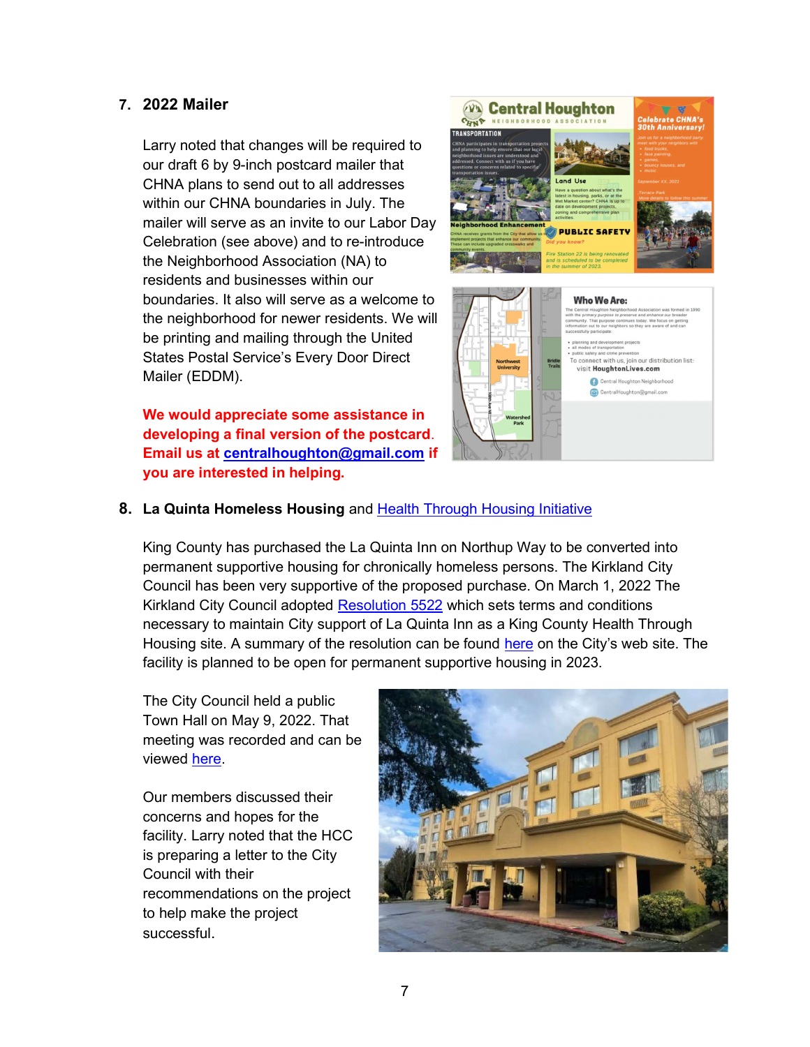7. **2022 Mailer**

   Larry noted that changes will be required to our draft 6 by 9-inch postcard mailer that CHNA plans to send out to all addresses within our CHNA boundaries in July. The mailer will serve as an invite to our Labor Day Celebration (see above) and to re-introduce the Neighborhood Association (NA) to residents and businesses within our boundaries. It also will serve as a welcome to the neighborhood for newer residents. We will be printing and mailing through the United States Postal Service's Every Door Direct Mailer (EDDM).

   **We would appreciate some assistance in developing a final version of the postcard. Email us at centralhoughton@gmail.com if you are interested in helping.**

8. **La Quinta Homeless Housing** and Health Through Housing Initiative

   King County has purchased the La Quinta Inn on Northup Way to be converted into permanent supportive housing for chronically homeless persons. The Kirkland City Council has been very supportive of the proposed purchase. On March 1, 2022 The Kirkland City Council adopted Resolution 5522 which sets terms and conditions necessary to maintain City support of La Quinta Inn as a King County Health Through Housing site. A summary of the resolution can be found here on the City's web site. The facility is planned to be open for permanent supportive housing in 2023.

   The City Council held a public Town Hall on May 9, 2022. That meeting was recorded and can be viewed here.

   Our members discussed their concerns and hopes for the facility. Larry noted that the HCC is preparing a letter to the City Council with their recommendations on the project to help make the project successful.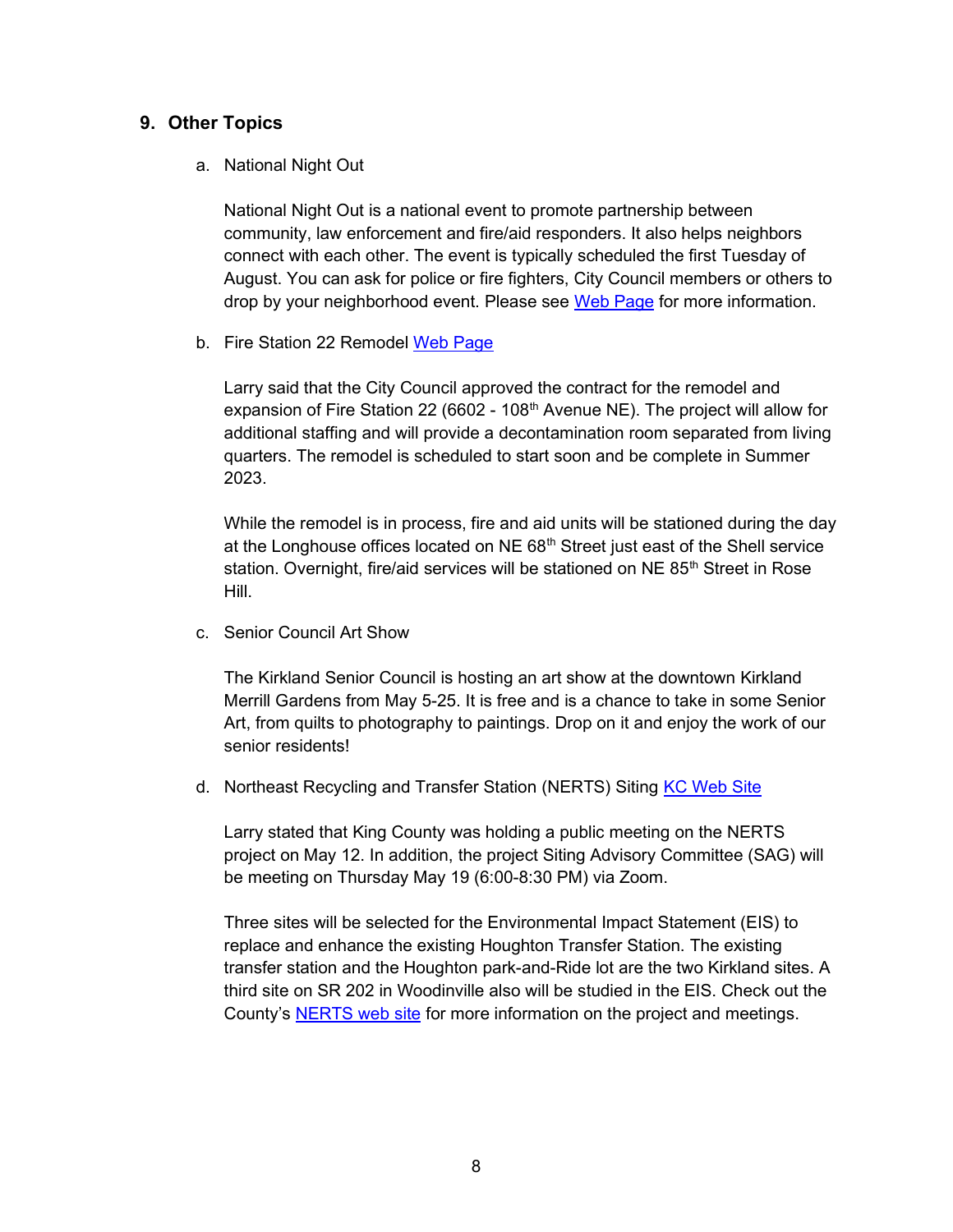## 9. Other Topics

a. National Night Out

National Night Out is a national event to promote partnership between community, law enforcement and fire/aid responders. It also helps neighbors connect with each other. The event is typically scheduled the first Tuesday of August. You can ask for police or fire fighters, City Council members or others to drop by your neighborhood event. Please see Web Page for more information.

b. Fire Station 22 Remodel Web Page

Larry said that the City Council approved the contract for the remodel and expansion of Fire Station 22 (6602 - 108th Avenue NE). The project will allow for additional staffing and will provide a decontamination room separated from living quarters. The remodel is scheduled to start soon and be complete in Summer 2023.

While the remodel is in process, fire and aid units will be stationed during the day at the Longhouse offices located on NE 68th Street just east of the Shell service station. Overnight, fire/aid services will be stationed on NE 85th Street in Rose Hill.

c. Senior Council Art Show

The Kirkland Senior Council is hosting an art show at the downtown Kirkland Merrill Gardens from May 5-25. It is free and is a chance to take in some Senior Art, from quilts to photography to paintings. Drop on it and enjoy the work of our senior residents!

d. Northeast Recycling and Transfer Station (NERTS) Siting KC Web Site

Larry stated that King County was holding a public meeting on the NERTS project on May 12. In addition, the project Siting Advisory Committee (SAG) will be meeting on Thursday May 19 (6:00-8:30 PM) via Zoom.

Three sites will be selected for the Environmental Impact Statement (EIS) to replace and enhance the existing Houghton Transfer Station. The existing transfer station and the Houghton park-and-Ride lot are the two Kirkland sites. A third site on SR 202 in Woodinville also will be studied in the EIS. Check out the County's NERTS web site for more information on the project and meetings.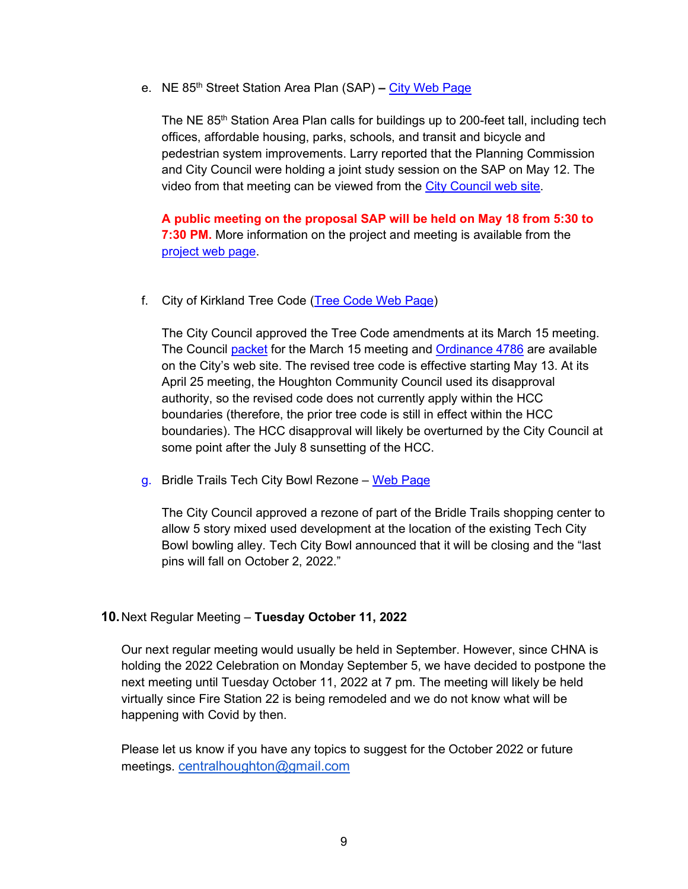e. NE 85th Street Station Area Plan (SAP) – City Web Page

The NE 85th Station Area Plan calls for buildings up to 200-feet tall, including tech offices, affordable housing, parks, schools, and transit and bicycle and pedestrian system improvements. Larry reported that the Planning Commission and City Council were holding a joint study session on the SAP on May 12. The video from that meeting can be viewed from the City Council web site.

**A public meeting on the proposal SAP will be held on May 18 from 5:30 to 7:30 PM.** More information on the project and meeting is available from the project web page.

f. City of Kirkland Tree Code (Tree Code Web Page)

The City Council approved the Tree Code amendments at its March 15 meeting. The Council packet for the March 15 meeting and Ordinance 4786 are available on the City's web site. The revised tree code is effective starting May 13. At its April 25 meeting, the Houghton Community Council used its disapproval authority, so the revised code does not currently apply within the HCC boundaries (therefore, the prior tree code is still in effect within the HCC boundaries). The HCC disapproval will likely be overturned by the City Council at some point after the July 8 sunsetting of the HCC.

g. Bridle Trails Tech City Bowl Rezone – Web Page

The City Council approved a rezone of part of the Bridle Trails shopping center to allow 5 story mixed used development at the location of the existing Tech City Bowl bowling alley. Tech City Bowl announced that it will be closing and the "last pins will fall on October 2, 2022."

## 10. Next Regular Meeting – **Tuesday October 11, 2022**

Our next regular meeting would usually be held in September. However, since CHNA is holding the 2022 Celebration on Monday September 5, we have decided to postpone the next meeting until Tuesday October 11, 2022 at 7 pm. The meeting will likely be held virtually since Fire Station 22 is being remodeled and we do not know what will be happening with Covid by then.

Please let us know if you have any topics to suggest for the October 2022 or future meetings. centralhoughton@gmail.com